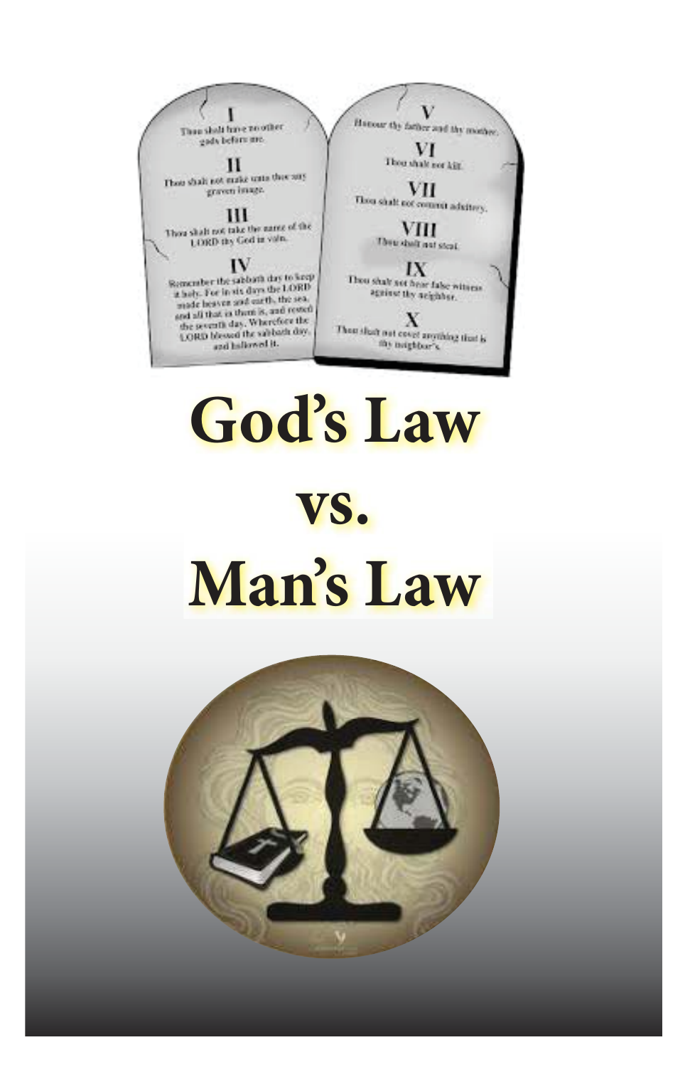# God's Law

# vs.

# Man's Law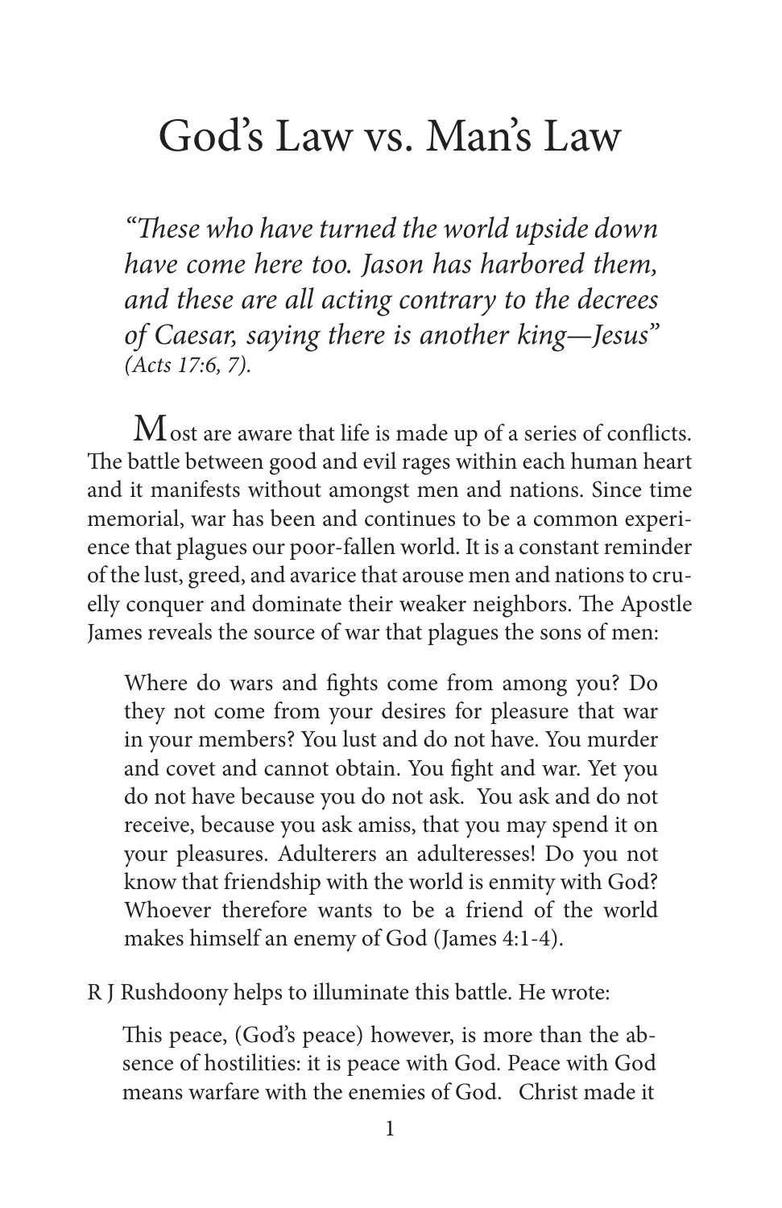# God's Law vs. Man's Law

> *"These who have turned the world upside down have come here too. Jason has harbored them, and these are all acting contrary to the decrees of Caesar, saying there is another king—Jesus" (Acts 17:6, 7).*

Most are aware that life is made up of a series of conflicts. The battle between good and evil rages within each human heart and it manifests without amongst men and nations. Since time memorial, war has been and continues to be a common experience that plagues our poor-fallen world. It is a constant reminder of the lust, greed, and avarice that arouse men and nations to cruelly conquer and dominate their weaker neighbors. The Apostle James reveals the source of war that plagues the sons of men:

> Where do wars and fights come from among you? Do they not come from your desires for pleasure that war in your members? You lust and do not have. You murder and covet and cannot obtain. You fight and war. Yet you do not have because you do not ask. You ask and do not receive, because you ask amiss, that you may spend it on your pleasures. Adulterers an adulteresses! Do you not know that friendship with the world is enmity with God? Whoever therefore wants to be a friend of the world makes himself an enemy of God (James 4:1-4).

R J Rushdoony helps to illuminate this battle. He wrote:

> This peace, (God's peace) however, is more than the absence of hostilities: it is peace with God. Peace with God means warfare with the enemies of God. Christ made it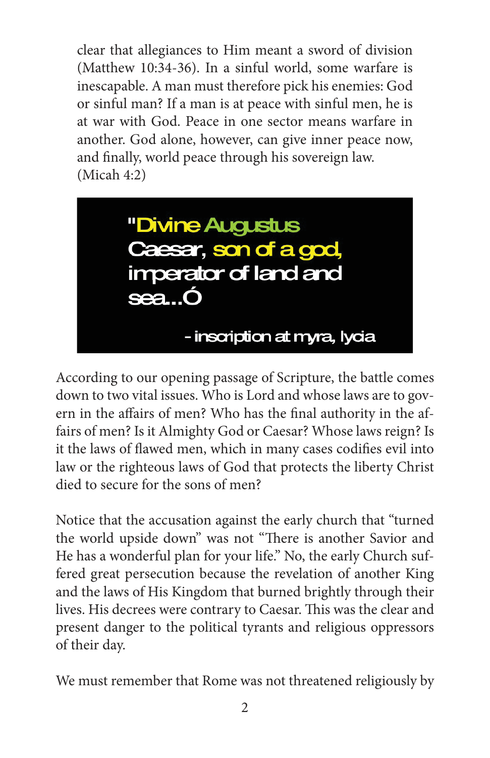clear that allegiances to Him meant a sword of division (Matthew 10:34-36). In a sinful world, some warfare is inescapable. A man must therefore pick his enemies: God or sinful man? If a man is at peace with sinful men, he is at war with God. Peace in one sector means warfare in another. God alone, however, can give inner peace now, and finally, world peace through his sovereign law. (Micah 4:2)

> "Divine Augustus Caesar, son of a god, imperator of land and sea...Ó
>
> - inscription at myra, lycia

According to our opening passage of Scripture, the battle comes down to two vital issues. Who is Lord and whose laws are to govern in the affairs of men? Who has the final authority in the affairs of men? Is it Almighty God or Caesar? Whose laws reign? Is it the laws of flawed men, which in many cases codifies evil into law or the righteous laws of God that protects the liberty Christ died to secure for the sons of men?

Notice that the accusation against the early church that "turned the world upside down" was not "There is another Savior and He has a wonderful plan for your life." No, the early Church suffered great persecution because the revelation of another King and the laws of His Kingdom that burned brightly through their lives. His decrees were contrary to Caesar. This was the clear and present danger to the political tyrants and religious oppressors of their day.

We must remember that Rome was not threatened religiously by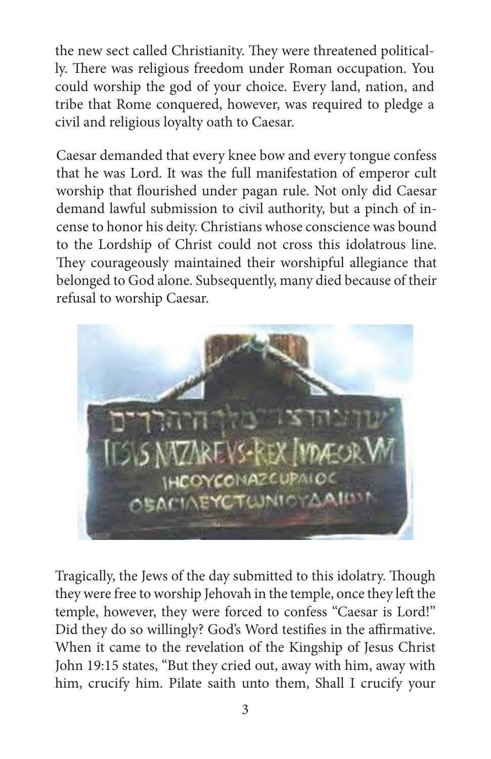the new sect called Christianity. They were threatened politically. There was religious freedom under Roman occupation. You could worship the god of your choice. Every land, nation, and tribe that Rome conquered, however, was required to pledge a civil and religious loyalty oath to Caesar.

Caesar demanded that every knee bow and every tongue confess that he was Lord. It was the full manifestation of emperor cult worship that flourished under pagan rule. Not only did Caesar demand lawful submission to civil authority, but a pinch of incense to honor his deity. Christians whose conscience was bound to the Lordship of Christ could not cross this idolatrous line. They courageously maintained their worshipful allegiance that belonged to God alone. Subsequently, many died because of their refusal to worship Caesar.

Tragically, the Jews of the day submitted to this idolatry. Though they were free to worship Jehovah in the temple, once they left the temple, however, they were forced to confess "Caesar is Lord!" Did they do so willingly? God's Word testifies in the affirmative. When it came to the revelation of the Kingship of Jesus Christ John 19:15 states, "But they cried out, away with him, away with him, crucify him. Pilate saith unto them, Shall I crucify your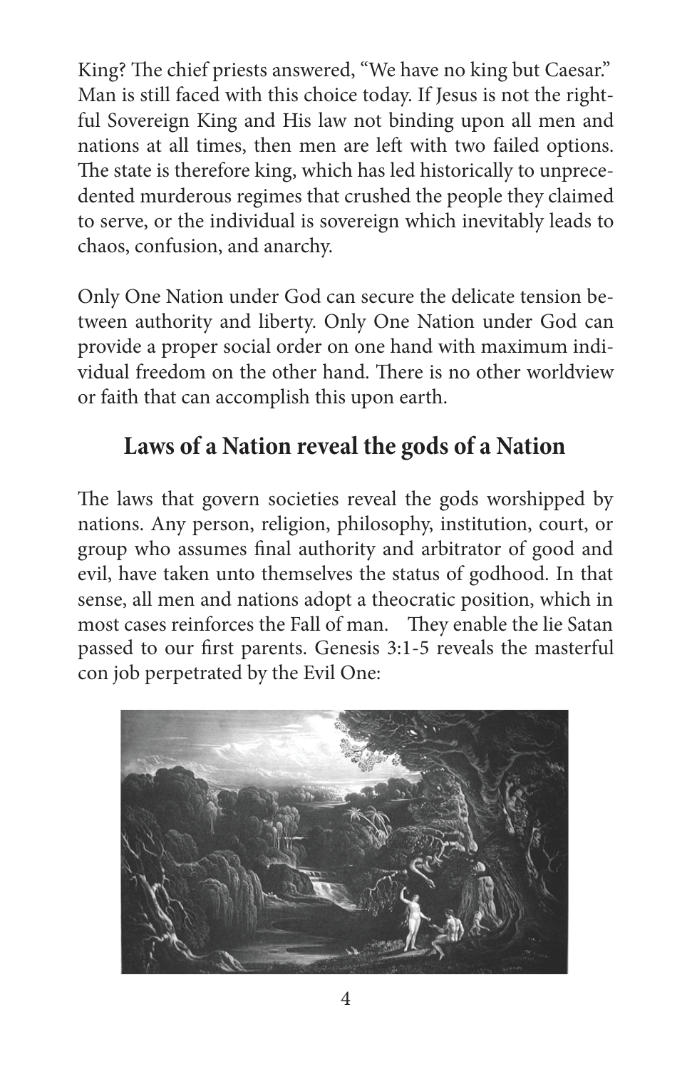King? The chief priests answered, "We have no king but Caesar." Man is still faced with this choice today. If Jesus is not the rightful Sovereign King and His law not binding upon all men and nations at all times, then men are left with two failed options. The state is therefore king, which has led historically to unprecedented murderous regimes that crushed the people they claimed to serve, or the individual is sovereign which inevitably leads to chaos, confusion, and anarchy.

Only One Nation under God can secure the delicate tension between authority and liberty. Only One Nation under God can provide a proper social order on one hand with maximum individual freedom on the other hand. There is no other worldview or faith that can accomplish this upon earth.

## Laws of a Nation reveal the gods of a Nation

The laws that govern societies reveal the gods worshipped by nations. Any person, religion, philosophy, institution, court, or group who assumes final authority and arbitrator of good and evil, have taken unto themselves the status of godhood. In that sense, all men and nations adopt a theocratic position, which in most cases reinforces the Fall of man. They enable the lie Satan passed to our first parents. Genesis 3:1-5 reveals the masterful con job perpetrated by the Evil One: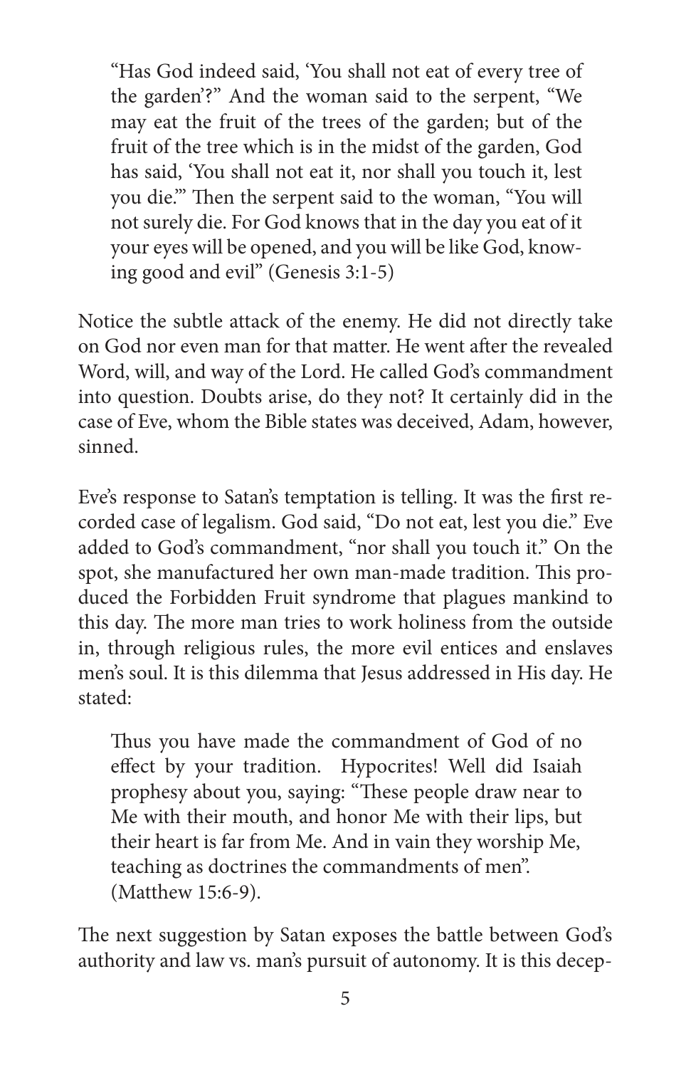> "Has God indeed said, 'You shall not eat of every tree of the garden'?" And the woman said to the serpent, "We may eat the fruit of the trees of the garden; but of the fruit of the tree which is in the midst of the garden, God has said, 'You shall not eat it, nor shall you touch it, lest you die.'" Then the serpent said to the woman, "You will not surely die. For God knows that in the day you eat of it your eyes will be opened, and you will be like God, knowing good and evil" (Genesis 3:1-5)

Notice the subtle attack of the enemy. He did not directly take on God nor even man for that matter. He went after the revealed Word, will, and way of the Lord. He called God's commandment into question. Doubts arise, do they not? It certainly did in the case of Eve, whom the Bible states was deceived, Adam, however, sinned.

Eve's response to Satan's temptation is telling. It was the first recorded case of legalism. God said, "Do not eat, lest you die." Eve added to God's commandment, "nor shall you touch it." On the spot, she manufactured her own man-made tradition. This produced the Forbidden Fruit syndrome that plagues mankind to this day. The more man tries to work holiness from the outside in, through religious rules, the more evil entices and enslaves men's soul. It is this dilemma that Jesus addressed in His day. He stated:

> Thus you have made the commandment of God of no effect by your tradition. Hypocrites! Well did Isaiah prophesy about you, saying: "These people draw near to Me with their mouth, and honor Me with their lips, but their heart is far from Me. And in vain they worship Me, teaching as doctrines the commandments of men".
> (Matthew 15:6-9).

The next suggestion by Satan exposes the battle between God's authority and law vs. man's pursuit of autonomy. It is this decep-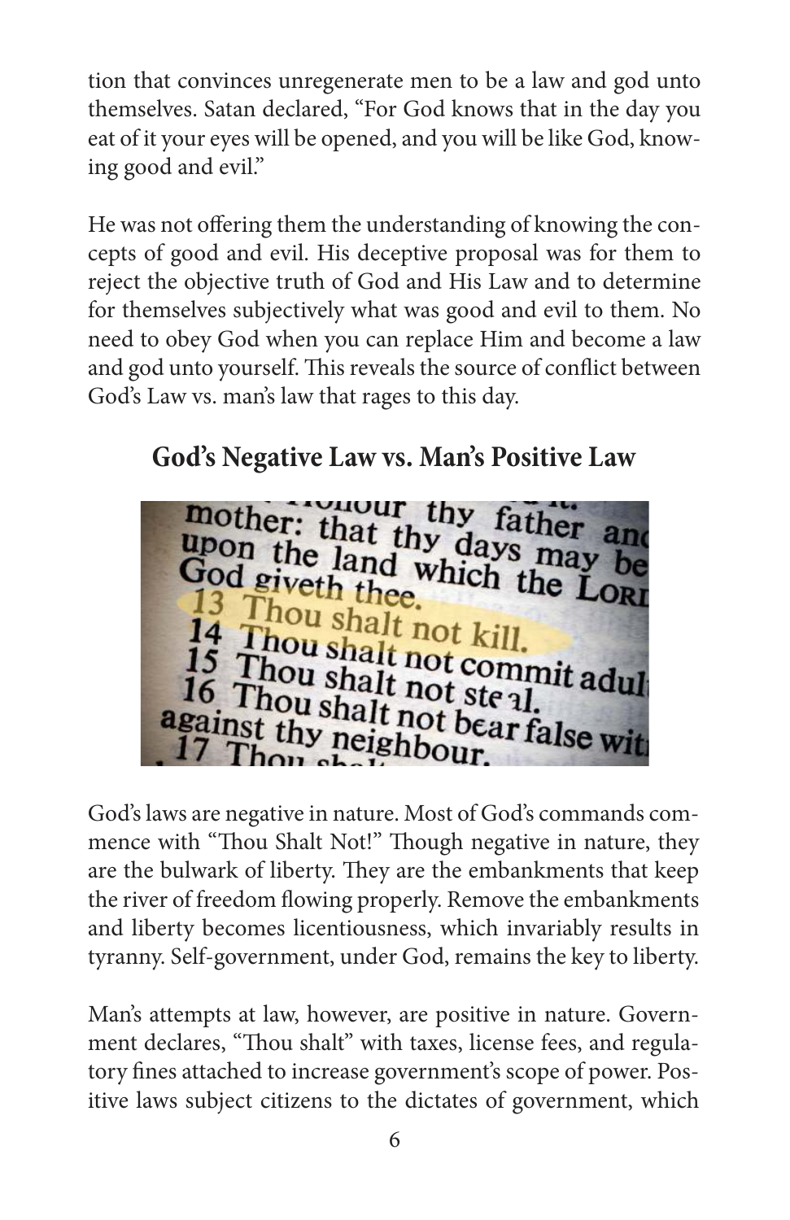tion that convinces unregenerate men to be a law and god unto themselves. Satan declared, "For God knows that in the day you eat of it your eyes will be opened, and you will be like God, knowing good and evil."

He was not offering them the understanding of knowing the concepts of good and evil. His deceptive proposal was for them to reject the objective truth of God and His Law and to determine for themselves subjectively what was good and evil to them. No need to obey God when you can replace Him and become a law and god unto yourself. This reveals the source of conflict between God's Law vs. man's law that rages to this day.

## God's Negative Law vs. Man's Positive Law

God's laws are negative in nature. Most of God's commands commence with "Thou Shalt Not!" Though negative in nature, they are the bulwark of liberty. They are the embankments that keep the river of freedom flowing properly. Remove the embankments and liberty becomes licentiousness, which invariably results in tyranny. Self-government, under God, remains the key to liberty.

Man's attempts at law, however, are positive in nature. Government declares, "Thou shalt" with taxes, license fees, and regulatory fines attached to increase government's scope of power. Positive laws subject citizens to the dictates of government, which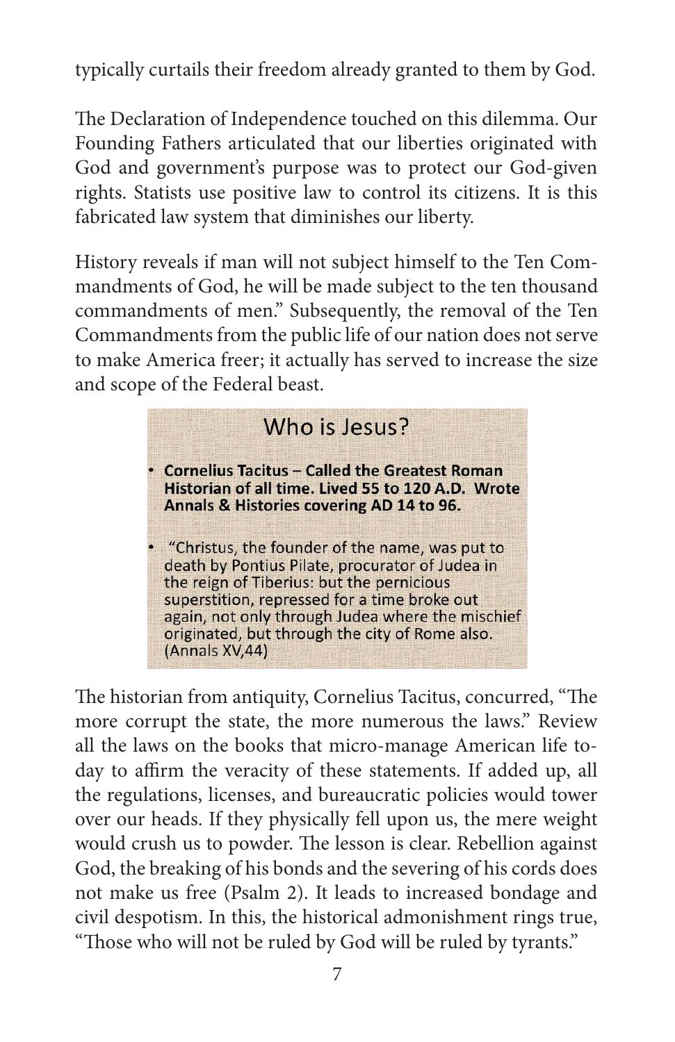typically curtails their freedom already granted to them by God.

The Declaration of Independence touched on this dilemma. Our Founding Fathers articulated that our liberties originated with God and government's purpose was to protect our God-given rights. Statists use positive law to control its citizens. It is this fabricated law system that diminishes our liberty.

History reveals if man will not subject himself to the Ten Commandments of God, he will be made subject to the ten thousand commandments of men." Subsequently, the removal of the Ten Commandments from the public life of our nation does not serve to make America freer; it actually has served to increase the size and scope of the Federal beast.

## Who is Jesus?

- **Cornelius Tacitus – Called the Greatest Roman Historian of all time. Lived 55 to 120 A.D. Wrote Annals & Histories covering AD 14 to 96.**
- "Christus, the founder of the name, was put to death by Pontius Pilate, procurator of Judea in the reign of Tiberius: but the pernicious superstition, repressed for a time broke out again, not only through Judea where the mischief originated, but through the city of Rome also. (Annals XV,44)

The historian from antiquity, Cornelius Tacitus, concurred, "The more corrupt the state, the more numerous the laws." Review all the laws on the books that micro-manage American life today to affirm the veracity of these statements. If added up, all the regulations, licenses, and bureaucratic policies would tower over our heads. If they physically fell upon us, the mere weight would crush us to powder. The lesson is clear. Rebellion against God, the breaking of his bonds and the severing of his cords does not make us free (Psalm 2). It leads to increased bondage and civil despotism. In this, the historical admonishment rings true, "Those who will not be ruled by God will be ruled by tyrants."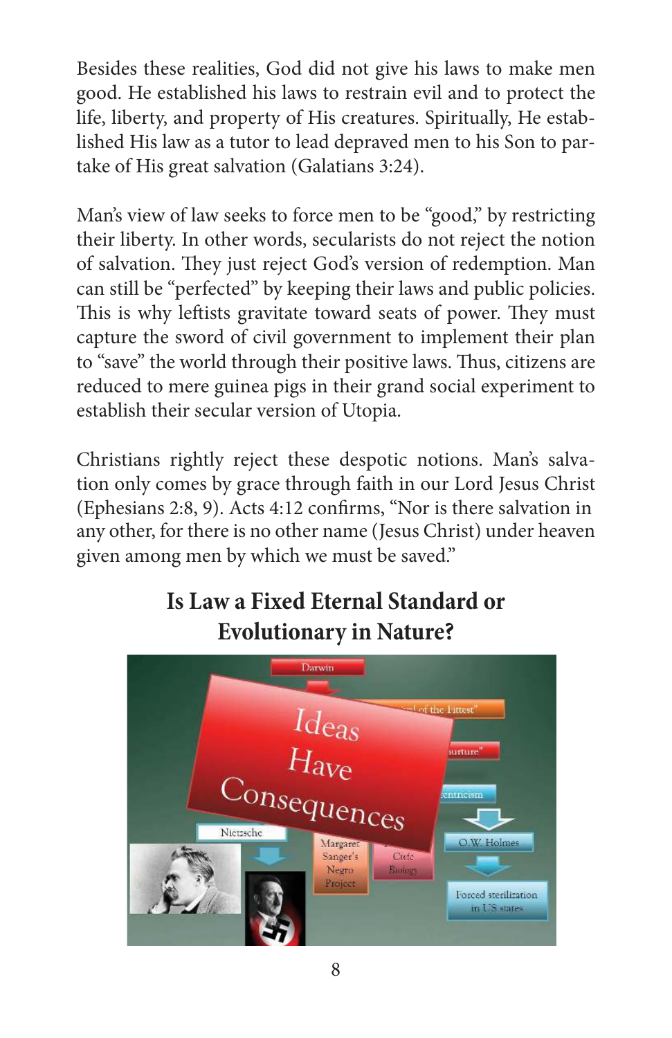Besides these realities, God did not give his laws to make men good. He established his laws to restrain evil and to protect the life, liberty, and property of His creatures. Spiritually, He established His law as a tutor to lead depraved men to his Son to partake of His great salvation (Galatians 3:24).

Man's view of law seeks to force men to be "good," by restricting their liberty. In other words, secularists do not reject the notion of salvation. They just reject God's version of redemption. Man can still be "perfected" by keeping their laws and public policies. This is why leftists gravitate toward seats of power. They must capture the sword of civil government to implement their plan to "save" the world through their positive laws. Thus, citizens are reduced to mere guinea pigs in their grand social experiment to establish their secular version of Utopia.

Christians rightly reject these despotic notions. Man's salvation only comes by grace through faith in our Lord Jesus Christ (Ephesians 2:8, 9). Acts 4:12 confirms, "Nor is there salvation in any other, for there is no other name (Jesus Christ) under heaven given among men by which we must be saved."

## Is Law a Fixed Eternal Standard or Evolutionary in Nature?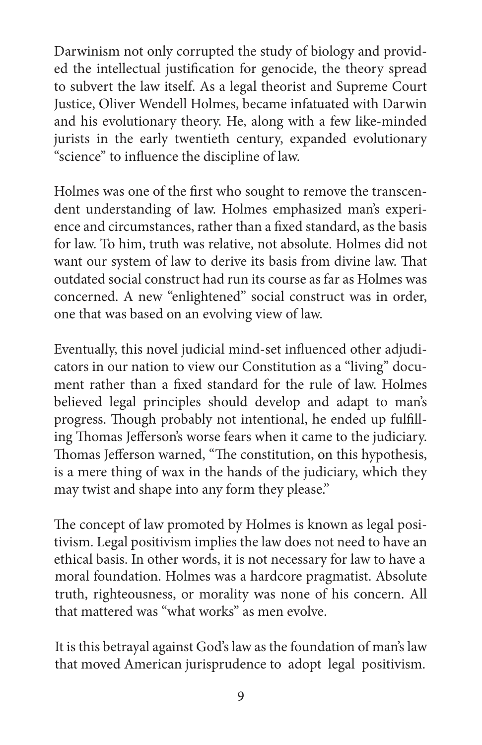Darwinism not only corrupted the study of biology and provided the intellectual justification for genocide, the theory spread to subvert the law itself. As a legal theorist and Supreme Court Justice, Oliver Wendell Holmes, became infatuated with Darwin and his evolutionary theory. He, along with a few like-minded jurists in the early twentieth century, expanded evolutionary "science" to influence the discipline of law.

Holmes was one of the first who sought to remove the transcendent understanding of law. Holmes emphasized man's experience and circumstances, rather than a fixed standard, as the basis for law. To him, truth was relative, not absolute. Holmes did not want our system of law to derive its basis from divine law. That outdated social construct had run its course as far as Holmes was concerned. A new "enlightened" social construct was in order, one that was based on an evolving view of law.

Eventually, this novel judicial mind-set influenced other adjudicators in our nation to view our Constitution as a "living" document rather than a fixed standard for the rule of law. Holmes believed legal principles should develop and adapt to man's progress. Though probably not intentional, he ended up fulfilling Thomas Jefferson's worse fears when it came to the judiciary. Thomas Jefferson warned, "The constitution, on this hypothesis, is a mere thing of wax in the hands of the judiciary, which they may twist and shape into any form they please."

The concept of law promoted by Holmes is known as legal positivism. Legal positivism implies the law does not need to have an ethical basis. In other words, it is not necessary for law to have a moral foundation. Holmes was a hardcore pragmatist. Absolute truth, righteousness, or morality was none of his concern. All that mattered was "what works" as men evolve.

It is this betrayal against God's law as the foundation of man's law that moved American jurisprudence to adopt legal positivism.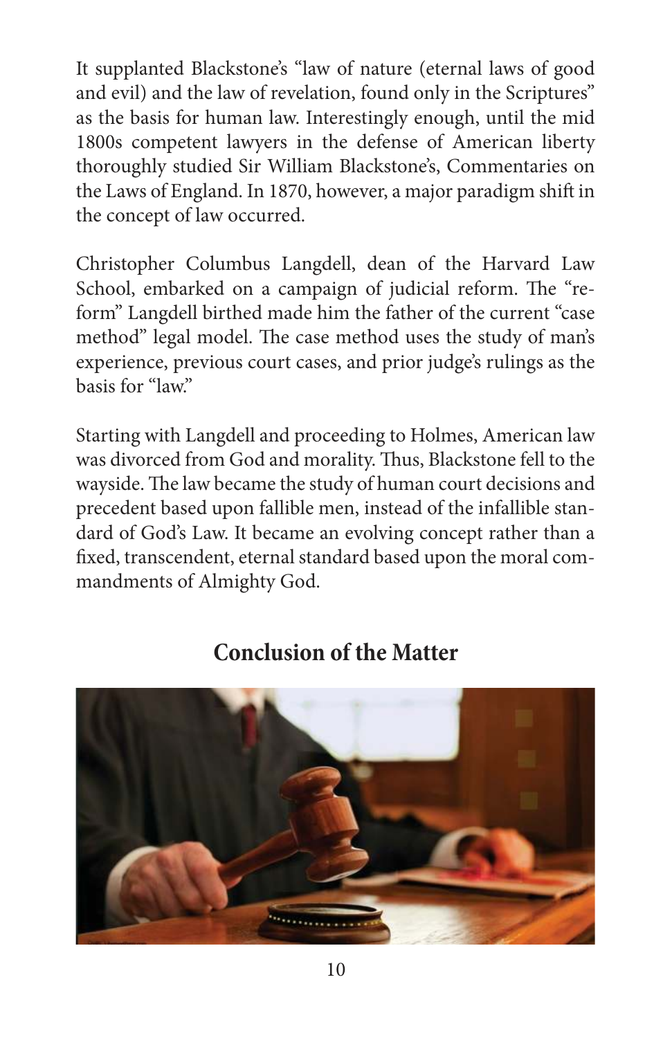It supplanted Blackstone's "law of nature (eternal laws of good and evil) and the law of revelation, found only in the Scriptures" as the basis for human law. Interestingly enough, until the mid 1800s competent lawyers in the defense of American liberty thoroughly studied Sir William Blackstone's, Commentaries on the Laws of England. In 1870, however, a major paradigm shift in the concept of law occurred.

Christopher Columbus Langdell, dean of the Harvard Law School, embarked on a campaign of judicial reform. The "reform" Langdell birthed made him the father of the current "case method" legal model. The case method uses the study of man's experience, previous court cases, and prior judge's rulings as the basis for "law."

Starting with Langdell and proceeding to Holmes, American law was divorced from God and morality. Thus, Blackstone fell to the wayside. The law became the study of human court decisions and precedent based upon fallible men, instead of the infallible standard of God's Law. It became an evolving concept rather than a fixed, transcendent, eternal standard based upon the moral commandments of Almighty God.

## Conclusion of the Matter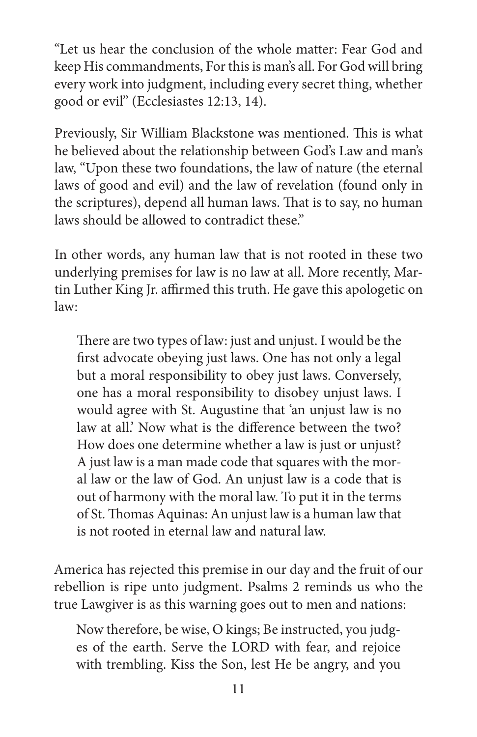"Let us hear the conclusion of the whole matter: Fear God and keep His commandments, For this is man's all. For God will bring every work into judgment, including every secret thing, whether good or evil" (Ecclesiastes 12:13, 14).

Previously, Sir William Blackstone was mentioned. This is what he believed about the relationship between God's Law and man's law, "Upon these two foundations, the law of nature (the eternal laws of good and evil) and the law of revelation (found only in the scriptures), depend all human laws. That is to say, no human laws should be allowed to contradict these."

In other words, any human law that is not rooted in these two underlying premises for law is no law at all. More recently, Martin Luther King Jr. affirmed this truth. He gave this apologetic on law:

> There are two types of law: just and unjust. I would be the first advocate obeying just laws. One has not only a legal but a moral responsibility to obey just laws. Conversely, one has a moral responsibility to disobey unjust laws. I would agree with St. Augustine that 'an unjust law is no law at all.' Now what is the difference between the two? How does one determine whether a law is just or unjust? A just law is a man made code that squares with the moral law or the law of God. An unjust law is a code that is out of harmony with the moral law. To put it in the terms of St. Thomas Aquinas: An unjust law is a human law that is not rooted in eternal law and natural law.

America has rejected this premise in our day and the fruit of our rebellion is ripe unto judgment. Psalms 2 reminds us who the true Lawgiver is as this warning goes out to men and nations:

> Now therefore, be wise, O kings; Be instructed, you judges of the earth. Serve the LORD with fear, and rejoice with trembling. Kiss the Son, lest He be angry, and you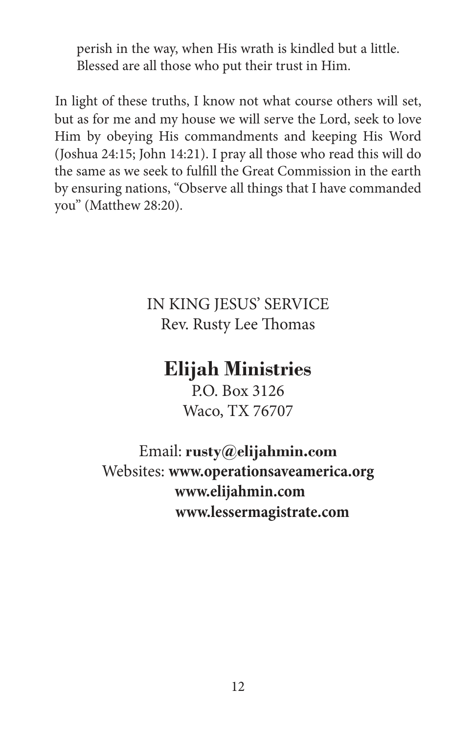> perish in the way, when His wrath is kindled but a little. Blessed are all those who put their trust in Him.

In light of these truths, I know not what course others will set, but as for me and my house we will serve the Lord, seek to love Him by obeying His commandments and keeping His Word (Joshua 24:15; John 14:21). I pray all those who read this will do the same as we seek to fulfill the Great Commission in the earth by ensuring nations, "Observe all things that I have commanded you" (Matthew 28:20).

IN KING JESUS' SERVICE
Rev. Rusty Lee Thomas

**Elijah Ministries**
P.O. Box 3126
Waco, TX 76707

Email: **rusty@elijahmin.com**
Websites: **www.operationsaveamerica.org**
**www.elijahmin.com**
**www.lessermagistrate.com**